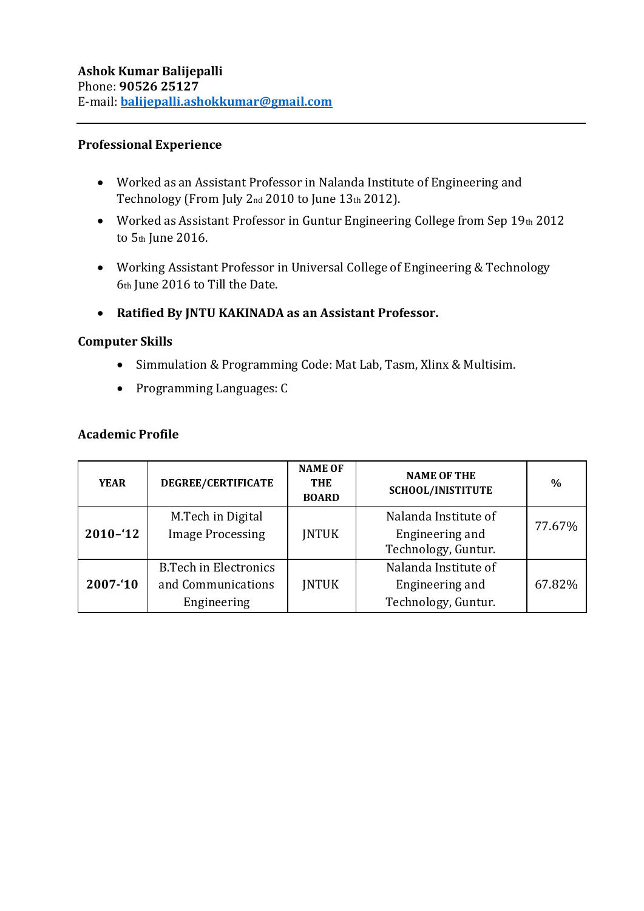**Ashok Kumar Balijepalli**
Phone: **90526 25127**
E-mail: **balijepalli.ashokkumar@gmail.com**

---

## Professional Experience

- Worked as an Assistant Professor in Nalanda Institute of Engineering and Technology (From July 2nd 2010 to June 13th 2012).
- Worked as Assistant Professor in Guntur Engineering College from Sep 19th 2012 to 5th June 2016.
- Working Assistant Professor in Universal College of Engineering & Technology 6th June 2016 to Till the Date.
- **Ratified By JNTU KAKINADA as an Assistant Professor.**

## Computer Skills

- Simmulation & Programming Code: Mat Lab, Tasm, Xlinx & Multisim.
- Programming Languages: C

## Academic Profile

| YEAR | DEGREE/CERTIFICATE | NAME OF THE BOARD | NAME OF THE SCHOOL/INISTITUTE | % |
|---|---|---|---|---|
| **2010–'12** | M.Tech in Digital Image Processing | JNTUK | Nalanda Institute of Engineering and Technology, Guntur. | 77.67% |
| **2007-'10** | B.Tech in Electronics and Communications Engineering | JNTUK | Nalanda Institute of Engineering and Technology, Guntur. | 67.82% |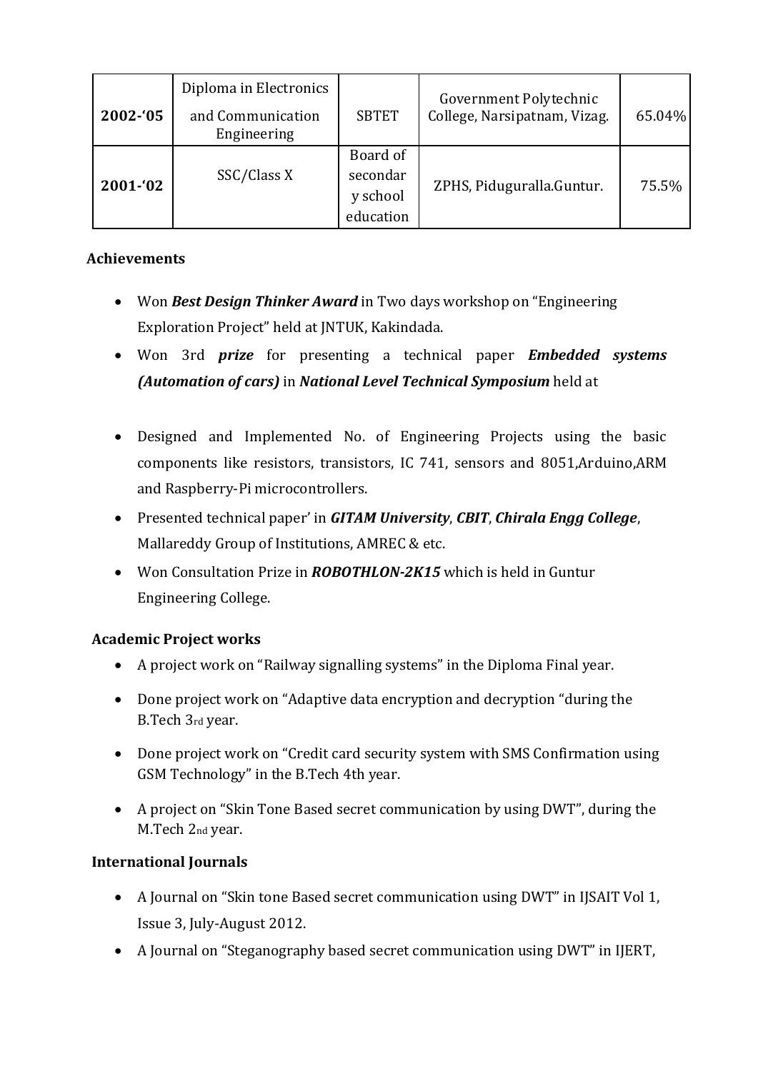| 2002-'05 | Diploma in Electronics and Communication Engineering | SBTET | Government Polytechnic College, Narsipatnam, Vizag. | 65.04% |
|---|---|---|---|---|
| 2001-'02 | SSC/Class X | Board of secondary school education | ZPHS, Piduguralla.Guntur. | 75.5% |

**Achievements**

- Won ***Best Design Thinker Award*** in Two days workshop on "Engineering Exploration Project" held at JNTUK, Kakindada.
- Won 3rd ***prize*** for presenting a technical paper ***Embedded systems (Automation of cars)*** in ***National Level Technical Symposium*** held at
- Designed and Implemented No. of Engineering Projects using the basic components like resistors, transistors, IC 741, sensors and 8051,Arduino,ARM and Raspberry-Pi microcontrollers.
- Presented technical paper' in ***GITAM University***, ***CBIT***, ***Chirala Engg College***, Mallareddy Group of Institutions, AMREC & etc.
- Won Consultation Prize in ***ROBOTHLON-2K15*** which is held in Guntur Engineering College.

**Academic Project works**

- A project work on "Railway signalling systems" in the Diploma Final year.
- Done project work on "Adaptive data encryption and decryption "during the B.Tech 3rd year.
- Done project work on "Credit card security system with SMS Confirmation using GSM Technology" in the B.Tech 4th year.
- A project on "Skin Tone Based secret communication by using DWT", during the M.Tech 2nd year.

**International Journals**

- A Journal on "Skin tone Based secret communication using DWT" in IJSAIT Vol 1, Issue 3, July-August 2012.
- A Journal on "Steganography based secret communication using DWT" in IJERT,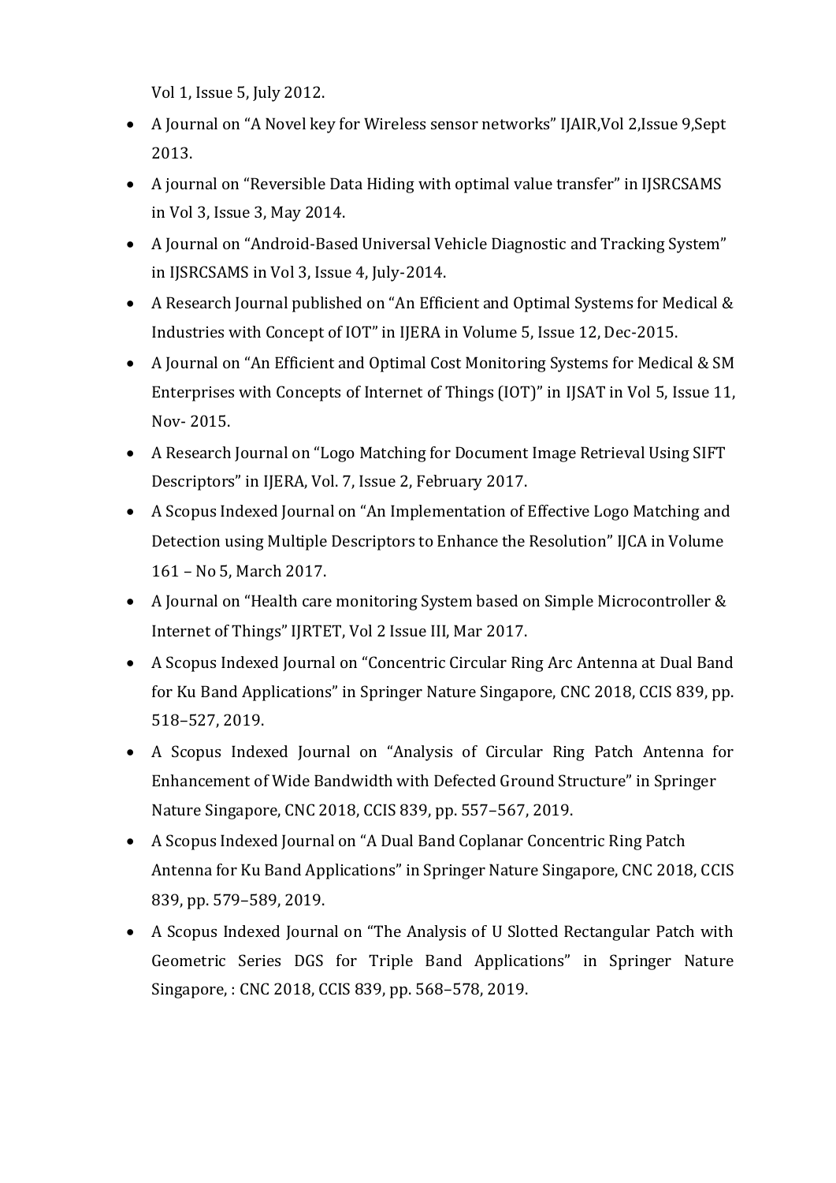Vol 1, Issue 5, July 2012.

- A Journal on "A Novel key for Wireless sensor networks" IJAIR,Vol 2,Issue 9,Sept 2013.
- A journal on "Reversible Data Hiding with optimal value transfer" in IJSRCSAMS in Vol 3, Issue 3, May 2014.
- A Journal on "Android-Based Universal Vehicle Diagnostic and Tracking System" in IJSRCSAMS in Vol 3, Issue 4, July-2014.
- A Research Journal published on "An Efficient and Optimal Systems for Medical & Industries with Concept of IOT" in IJERA in Volume 5, Issue 12, Dec-2015.
- A Journal on "An Efficient and Optimal Cost Monitoring Systems for Medical & SM Enterprises with Concepts of Internet of Things (IOT)" in IJSAT in Vol 5, Issue 11, Nov- 2015.
- A Research Journal on "Logo Matching for Document Image Retrieval Using SIFT Descriptors" in IJERA, Vol. 7, Issue 2, February 2017.
- A Scopus Indexed Journal on "An Implementation of Effective Logo Matching and Detection using Multiple Descriptors to Enhance the Resolution" IJCA in Volume 161 – No 5, March 2017.
- A Journal on "Health care monitoring System based on Simple Microcontroller & Internet of Things" IJRTET, Vol 2 Issue III, Mar 2017.
- A Scopus Indexed Journal on "Concentric Circular Ring Arc Antenna at Dual Band for Ku Band Applications" in Springer Nature Singapore, CNC 2018, CCIS 839, pp. 518–527, 2019.
- A Scopus Indexed Journal on "Analysis of Circular Ring Patch Antenna for Enhancement of Wide Bandwidth with Defected Ground Structure" in Springer Nature Singapore, CNC 2018, CCIS 839, pp. 557–567, 2019.
- A Scopus Indexed Journal on "A Dual Band Coplanar Concentric Ring Patch Antenna for Ku Band Applications" in Springer Nature Singapore, CNC 2018, CCIS 839, pp. 579–589, 2019.
- A Scopus Indexed Journal on "The Analysis of U Slotted Rectangular Patch with Geometric Series DGS for Triple Band Applications" in Springer Nature Singapore, : CNC 2018, CCIS 839, pp. 568–578, 2019.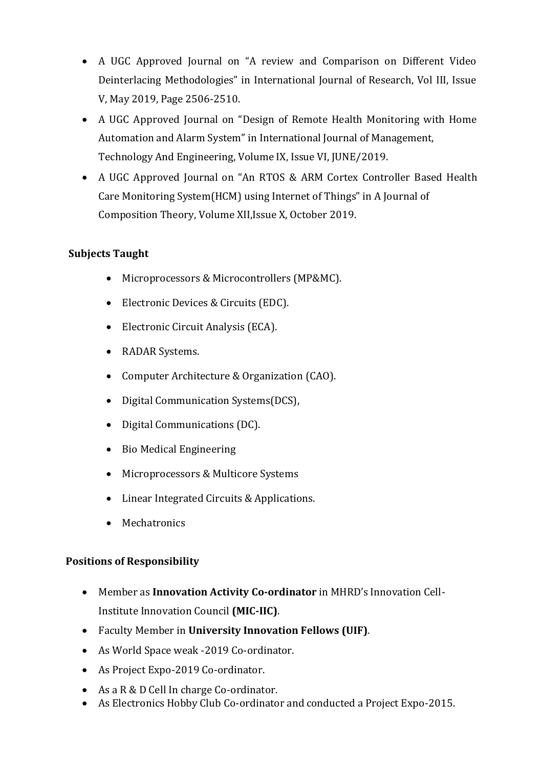- A UGC Approved Journal on "A review and Comparison on Different Video Deinterlacing Methodologies" in International Journal of Research, Vol III, Issue V, May 2019, Page 2506-2510.
- A UGC Approved Journal on "Design of Remote Health Monitoring with Home Automation and Alarm System" in International Journal of Management, Technology And Engineering, Volume IX, Issue VI, JUNE/2019.
- A UGC Approved Journal on "An RTOS & ARM Cortex Controller Based Health Care Monitoring System(HCM) using Internet of Things" in A Journal of Composition Theory, Volume XII,Issue X, October 2019.

**Subjects Taught**

- Microprocessors & Microcontrollers (MP&MC).
- Electronic Devices & Circuits (EDC).
- Electronic Circuit Analysis (ECA).
- RADAR Systems.
- Computer Architecture & Organization (CAO).
- Digital Communication Systems(DCS),
- Digital Communications (DC).
- Bio Medical Engineering
- Microprocessors & Multicore Systems
- Linear Integrated Circuits & Applications.
- Mechatronics

**Positions of Responsibility**

- Member as **Innovation Activity Co-ordinator** in MHRD's Innovation Cell-Institute Innovation Council **(MIC-IIC)**.
- Faculty Member in **University Innovation Fellows (UIF)**.
- As World Space weak -2019 Co-ordinator.
- As Project Expo-2019 Co-ordinator.
- As a R & D Cell In charge Co-ordinator.
- As Electronics Hobby Club Co-ordinator and conducted a Project Expo-2015.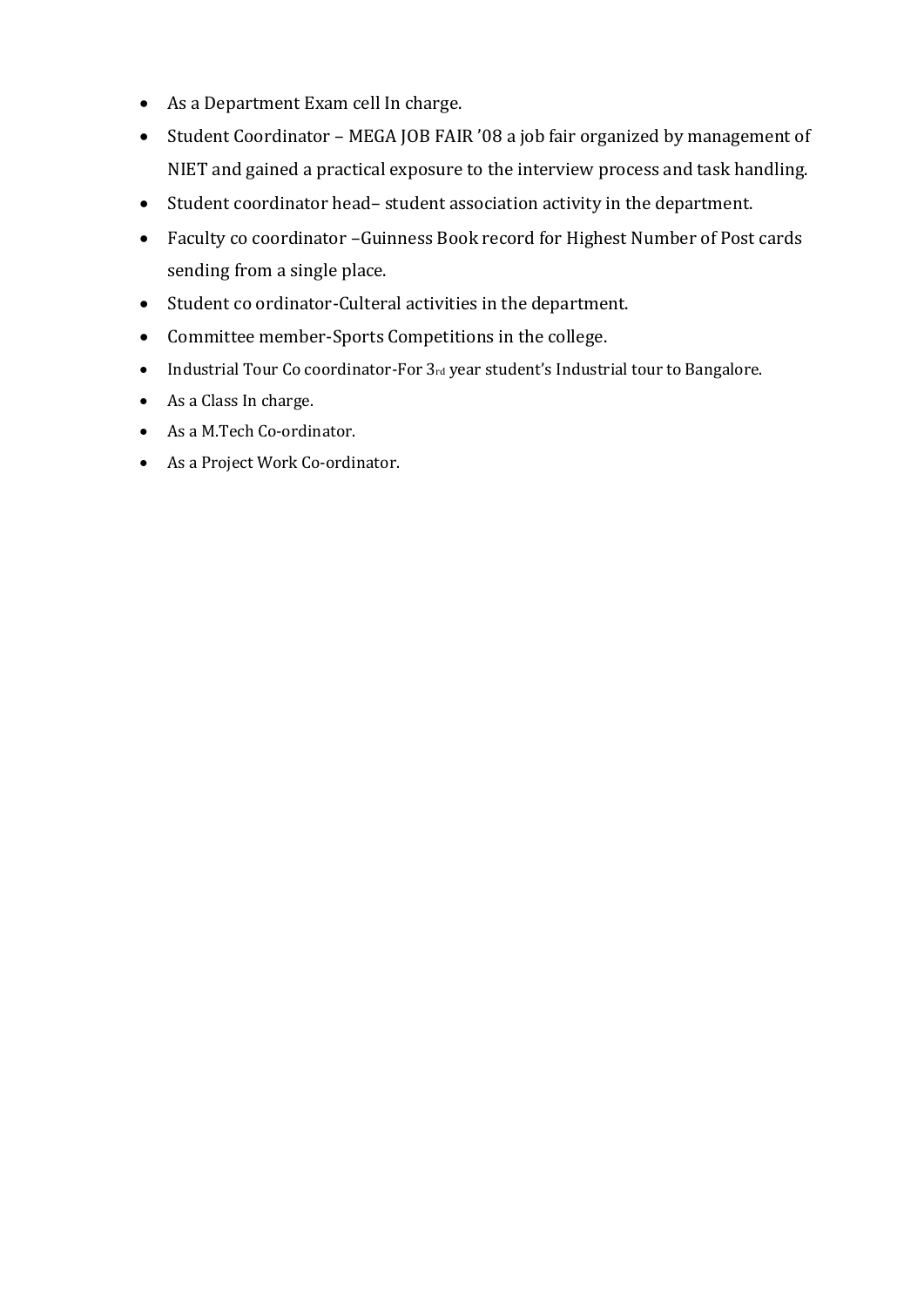- As a Department Exam cell In charge.
- Student Coordinator – MEGA JOB FAIR '08 a job fair organized by management of NIET and gained a practical exposure to the interview process and task handling.
- Student coordinator head– student association activity in the department.
- Faculty co coordinator –Guinness Book record for Highest Number of Post cards sending from a single place.
- Student co ordinator-Culteral activities in the department.
- Committee member-Sports Competitions in the college.
- Industrial Tour Co coordinator-For 3rd year student's Industrial tour to Bangalore.
- As a Class In charge.
- As a M.Tech Co-ordinator.
- As a Project Work Co-ordinator.